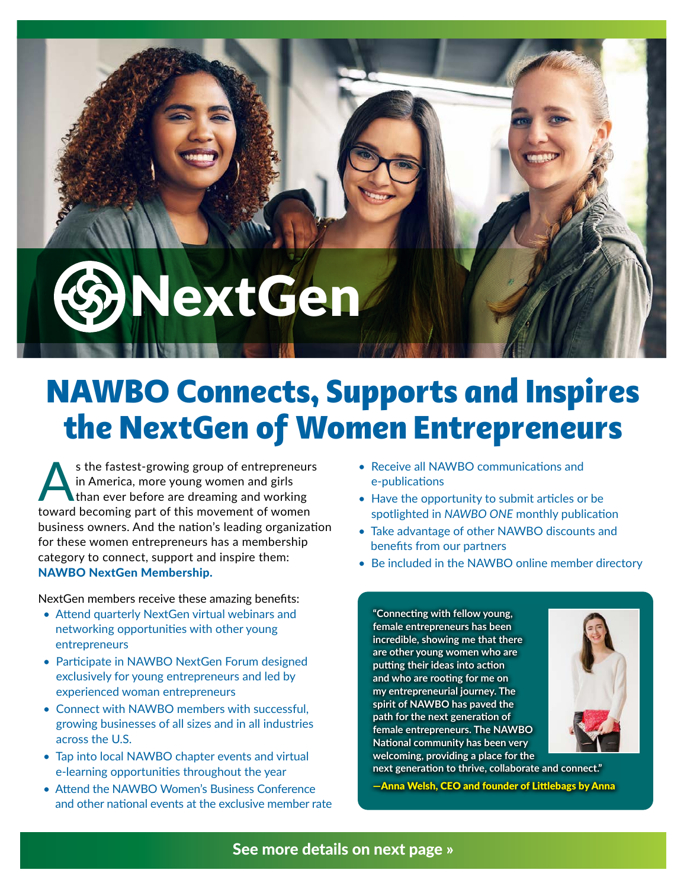# NextGen

## NAWBO Connects, Supports and Inspires the NextGen of Women Entrepreneurs

As the fastest-growing group of entrepreneurs in America, more young women and girls than ever before are dreaming and working toward becoming part of this movement of women business owners. And the nation's leading organization for these women entrepreneurs has a membership category to connect, support and inspire them: **NAWBO NextGen Membership.**

NextGen members receive these amazing benefits:

- Attend quarterly NextGen virtual webinars and networking opportunities with other young entrepreneurs
- Participate in NAWBO NextGen Forum designed exclusively for young entrepreneurs and led by experienced woman entrepreneurs
- Connect with NAWBO members with successful, growing businesses of all sizes and in all industries across the U.S.
- Tap into local NAWBO chapter events and virtual e-learning opportunities throughout the year
- Attend the NAWBO Women's Business Conference and other national events at the exclusive member rate
- Receive all NAWBO communications and e-publications
- Have the opportunity to submit articles or be spotlighted in *NAWBO ONE* monthly publication
- Take advantage of other NAWBO discounts and benefits from our partners
- Be included in the NAWBO online member directory

> **"Connecting with fellow young, female entrepreneurs has been incredible, showing me that there are other young women who are putting their ideas into action and who are rooting for me on my entrepreneurial journey. The spirit of NAWBO has paved the path for the next generation of female entrepreneurs. The NAWBO National community has been very welcoming, providing a place for the next generation to thrive, collaborate and connect."**
>
> **—Anna Welsh, CEO and founder of Littlebags by Anna**

**See more details on next page »**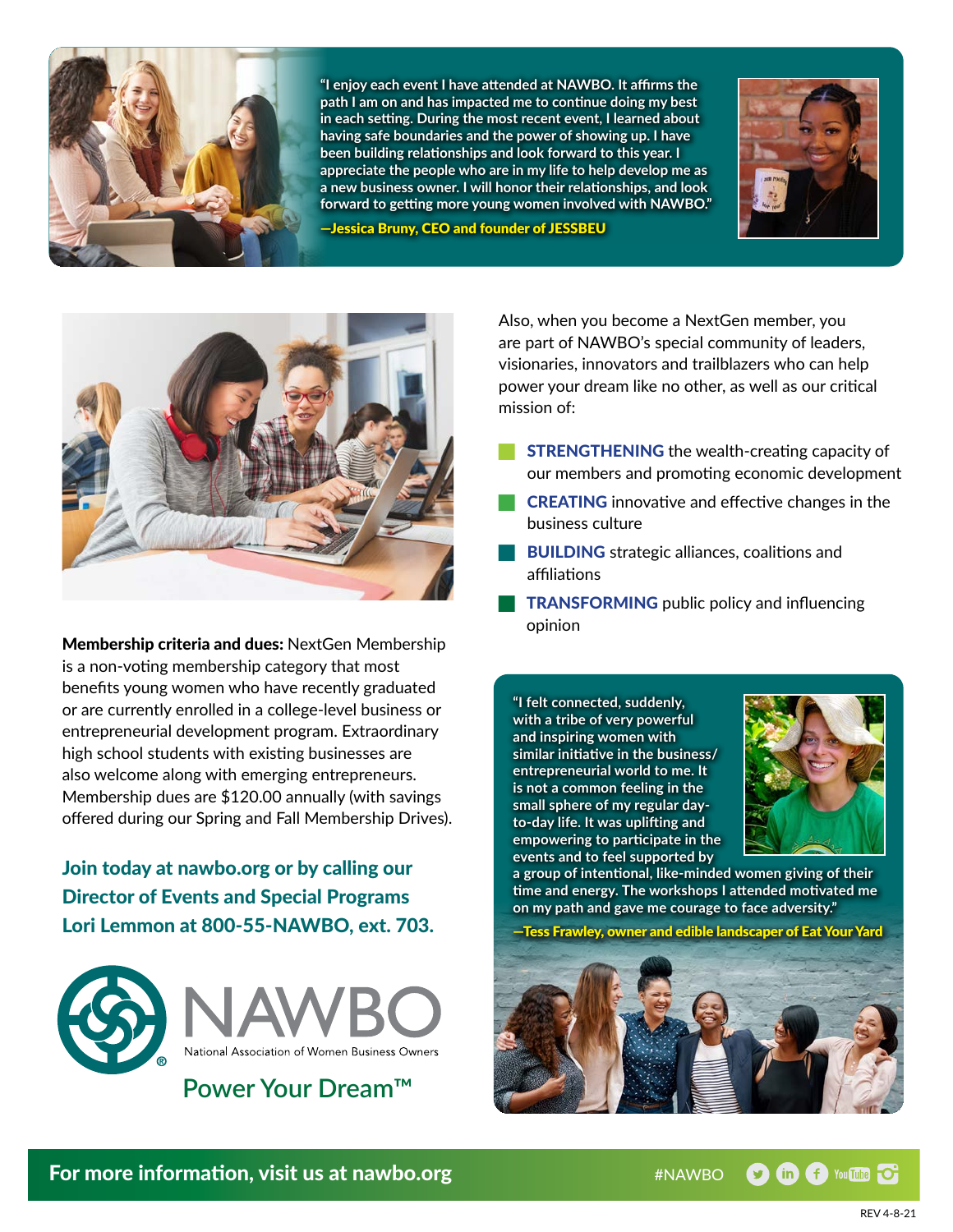"I enjoy each event I have attended at NAWBO. It affirms the path I am on and has impacted me to continue doing my best in each setting. During the most recent event, I learned about having safe boundaries and the power of showing up. I have been building relationships and look forward to this year. I appreciate the people who are in my life to help develop me as a new business owner. I will honor their relationships, and look forward to getting more young women involved with NAWBO."

—Jessica Bruny, CEO and founder of JESSBEU

**Membership criteria and dues:** NextGen Membership is a non-voting membership category that most benefits young women who have recently graduated or are currently enrolled in a college-level business or entrepreneurial development program. Extraordinary high school students with existing businesses are also welcome along with emerging entrepreneurs. Membership dues are $120.00 annually (with savings offered during our Spring and Fall Membership Drives).

**Join today at nawbo.org or by calling our Director of Events and Special Programs Lori Lemmon at 800-55-NAWBO, ext. 703.**

NAWBO
National Association of Women Business Owners

Power Your Dream™

Also, when you become a NextGen member, you are part of NAWBO's special community of leaders, visionaries, innovators and trailblazers who can help power your dream like no other, as well as our critical mission of:

- **STRENGTHENING** the wealth-creating capacity of our members and promoting economic development
- **CREATING** innovative and effective changes in the business culture
- **BUILDING** strategic alliances, coalitions and affiliations
- **TRANSFORMING** public policy and influencing opinion

"I felt connected, suddenly, with a tribe of very powerful and inspiring women with similar initiative in the business/entrepreneurial world to me. It is not a common feeling in the small sphere of my regular day-to-day life. It was uplifting and empowering to participate in the events and to feel supported by a group of intentional, like-minded women giving of their time and energy. The workshops I attended motivated me on my path and gave me courage to face adversity."

—Tess Frawley, owner and edible landscaper of Eat Your Yard

**For more information, visit us at nawbo.org**

#NAWBO

REV 4-8-21